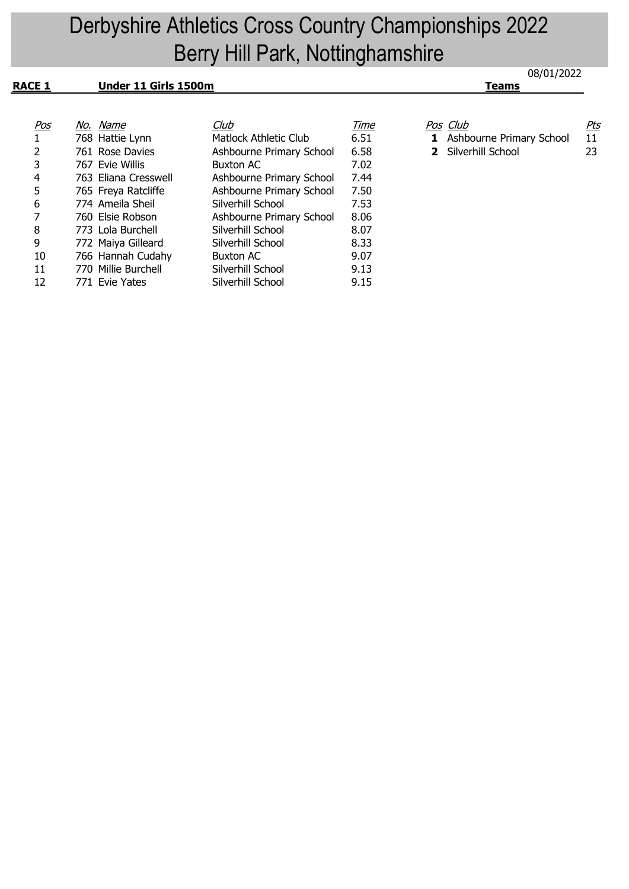# Derbyshire Athletics Cross Country Championships 2022
# Berry Hill Park, Nottinghamshire

08/01/2022

**RACE 1** **Under 11 Girls 1500m**

| Pos | No. | Name | Club | Time |
|---|---|---|---|---|
| 1 | 768 | Hattie Lynn | Matlock Athletic Club | 6.51 |
| 2 | 761 | Rose Davies | Ashbourne Primary School | 6.58 |
| 3 | 767 | Evie Willis | Buxton AC | 7.02 |
| 4 | 763 | Eliana Cresswell | Ashbourne Primary School | 7.44 |
| 5 | 765 | Freya Ratcliffe | Ashbourne Primary School | 7.50 |
| 6 | 774 | Ameila Sheil | Silverhill School | 7.53 |
| 7 | 760 | Elsie Robson | Ashbourne Primary School | 8.06 |
| 8 | 773 | Lola Burchell | Silverhill School | 8.07 |
| 9 | 772 | Maiya Gilleard | Silverhill School | 8.33 |
| 10 | 766 | Hannah Cudahy | Buxton AC | 9.07 |
| 11 | 770 | Millie Burchell | Silverhill School | 9.13 |
| 12 | 771 | Evie Yates | Silverhill School | 9.15 |

**Teams**

| Pos | Club | Pts |
|---|---|---|
| **1** | Ashbourne Primary School | 11 |
| **2** | Silverhill School | 23 |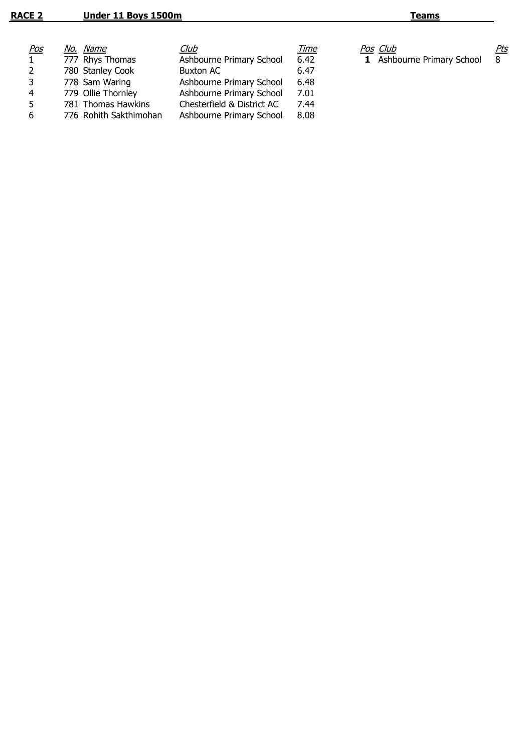**RACE 2** **Under 11 Boys 1500m**

| Pos | No. | Name | Club | Time |
|---|---|---|---|---|
| 1 | 777 | Rhys Thomas | Ashbourne Primary School | 6.42 |
| 2 | 780 | Stanley Cook | Buxton AC | 6.47 |
| 3 | 778 | Sam Waring | Ashbourne Primary School | 6.48 |
| 4 | 779 | Ollie Thornley | Ashbourne Primary School | 7.01 |
| 5 | 781 | Thomas Hawkins | Chesterfield & District AC | 7.44 |
| 6 | 776 | Rohith Sakthimohan | Ashbourne Primary School | 8.08 |

**Teams**

| Pos | Club | Pts |
|---|---|---|
| **1** | Ashbourne Primary School | 8 |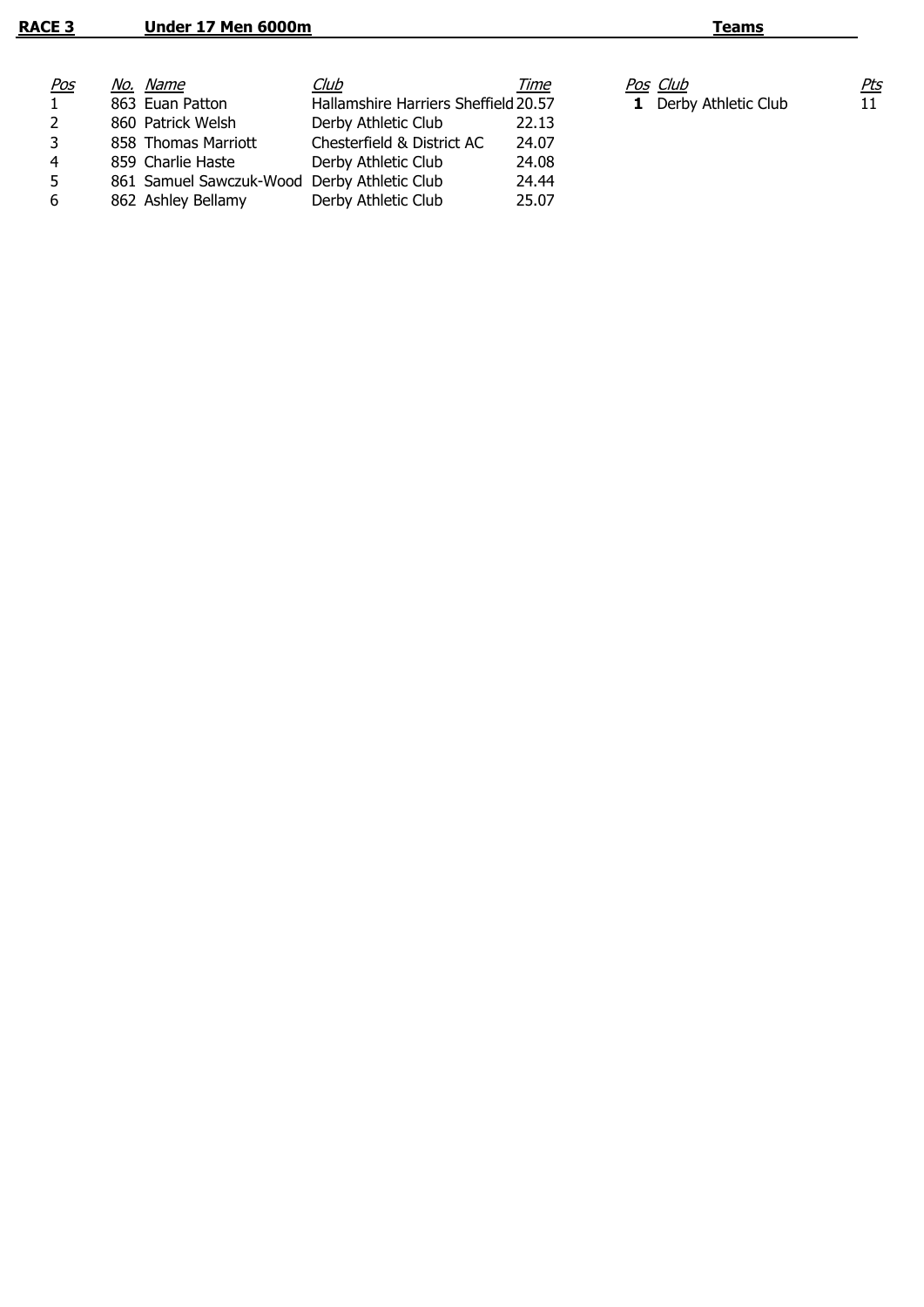**RACE 3** **Under 17 Men 6000m**

| Pos | No. | Name | Club | Time |
|---|---|---|---|---|
| 1 | 863 | Euan Patton | Hallamshire Harriers Sheffield | 20.57 |
| 2 | 860 | Patrick Welsh | Derby Athletic Club | 22.13 |
| 3 | 858 | Thomas Marriott | Chesterfield & District AC | 24.07 |
| 4 | 859 | Charlie Haste | Derby Athletic Club | 24.08 |
| 5 | 861 | Samuel Sawczuk-Wood | Derby Athletic Club | 24.44 |
| 6 | 862 | Ashley Bellamy | Derby Athletic Club | 25.07 |

**Teams**

| Pos | Club | Pts |
|---|---|---|
| **1** | Derby Athletic Club | 11 |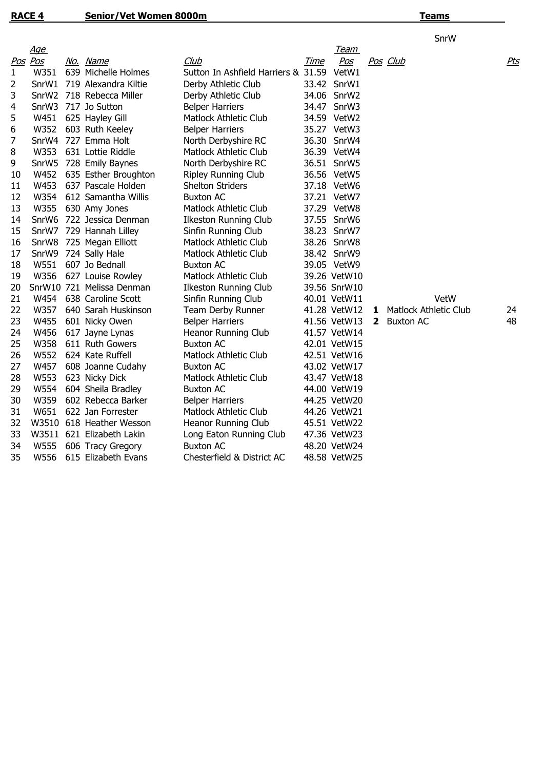**RACE 4** **Senior/Vet Women 8000m**

| Pos | Age Pos | No. | Name | Club | Time | Team Pos |
|---|---|---|---|---|---|---|
| 1 | W351 | 639 | Michelle Holmes | Sutton In Ashfield Harriers & | 31.59 | VetW1 |
| 2 | SnrW1 | 719 | Alexandra Kiltie | Derby Athletic Club | 33.42 | SnrW1 |
| 3 | SnrW2 | 718 | Rebecca Miller | Derby Athletic Club | 34.06 | SnrW2 |
| 4 | SnrW3 | 717 | Jo Sutton | Belper Harriers | 34.47 | SnrW3 |
| 5 | W451 | 625 | Hayley Gill | Matlock Athletic Club | 34.59 | VetW2 |
| 6 | W352 | 603 | Ruth Keeley | Belper Harriers | 35.27 | VetW3 |
| 7 | SnrW4 | 727 | Emma Holt | North Derbyshire RC | 36.30 | SnrW4 |
| 8 | W353 | 631 | Lottie Riddle | Matlock Athletic Club | 36.39 | VetW4 |
| 9 | SnrW5 | 728 | Emily Baynes | North Derbyshire RC | 36.51 | SnrW5 |
| 10 | W452 | 635 | Esther Broughton | Ripley Running Club | 36.56 | VetW5 |
| 11 | W453 | 637 | Pascale Holden | Shelton Striders | 37.18 | VetW6 |
| 12 | W354 | 612 | Samantha Willis | Buxton AC | 37.21 | VetW7 |
| 13 | W355 | 630 | Amy Jones | Matlock Athletic Club | 37.29 | VetW8 |
| 14 | SnrW6 | 722 | Jessica Denman | Ilkeston Running Club | 37.55 | SnrW6 |
| 15 | SnrW7 | 729 | Hannah Lilley | Sinfin Running Club | 38.23 | SnrW7 |
| 16 | SnrW8 | 725 | Megan Elliott | Matlock Athletic Club | 38.26 | SnrW8 |
| 17 | SnrW9 | 724 | Sally Hale | Matlock Athletic Club | 38.42 | SnrW9 |
| 18 | W551 | 607 | Jo Bednall | Buxton AC | 39.05 | VetW9 |
| 19 | W356 | 627 | Louise Rowley | Matlock Athletic Club | 39.26 | VetW10 |
| 20 | SnrW10 | 721 | Melissa Denman | Ilkeston Running Club | 39.56 | SnrW10 |
| 21 | W454 | 638 | Caroline Scott | Sinfin Running Club | 40.01 | VetW11 |
| 22 | W357 | 640 | Sarah Huskinson | Team Derby Runner | 41.28 | VetW12 |
| 23 | W455 | 601 | Nicky Owen | Belper Harriers | 41.56 | VetW13 |
| 24 | W456 | 617 | Jayne Lynas | Heanor Running Club | 41.57 | VetW14 |
| 25 | W358 | 611 | Ruth Gowers | Buxton AC | 42.01 | VetW15 |
| 26 | W552 | 624 | Kate Ruffell | Matlock Athletic Club | 42.51 | VetW16 |
| 27 | W457 | 608 | Joanne Cudahy | Buxton AC | 43.02 | VetW17 |
| 28 | W553 | 623 | Nicky Dick | Matlock Athletic Club | 43.47 | VetW18 |
| 29 | W554 | 604 | Sheila Bradley | Buxton AC | 44.00 | VetW19 |
| 30 | W359 | 602 | Rebecca Barker | Belper Harriers | 44.25 | VetW20 |
| 31 | W651 | 622 | Jan Forrester | Matlock Athletic Club | 44.26 | VetW21 |
| 32 | W3510 | 618 | Heather Wesson | Heanor Running Club | 45.51 | VetW22 |
| 33 | W3511 | 621 | Elizabeth Lakin | Long Eaton Running Club | 47.36 | VetW23 |
| 34 | W555 | 606 | Tracy Gregory | Buxton AC | 48.20 | VetW24 |
| 35 | W556 | 615 | Elizabeth Evans | Chesterfield & District AC | 48.58 | VetW25 |

**Teams**

SnrW

VetW

| Pos | Club | Pts |
|---|---|---|
| **1** | Matlock Athletic Club | 24 |
| **2** | Buxton AC | 48 |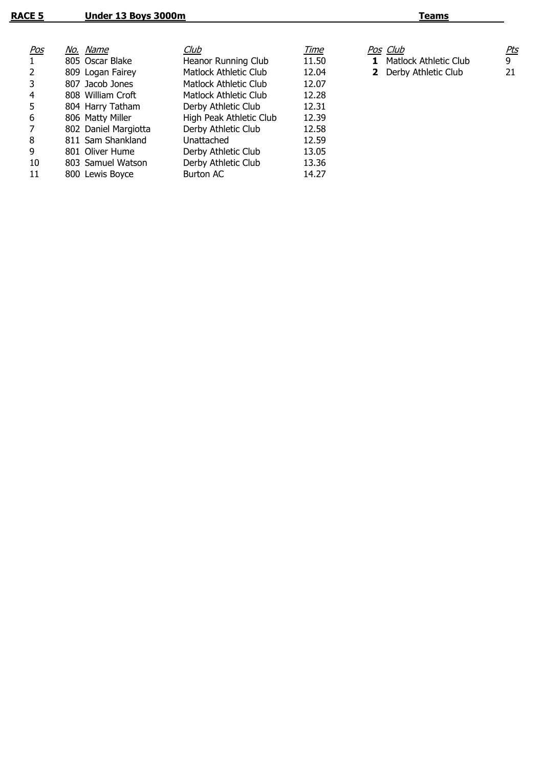## RACE 5 Under 13 Boys 3000m

| Pos | No. | Name | Club | Time |
|---|---|---|---|---|
| 1 | 805 | Oscar Blake | Heanor Running Club | 11.50 |
| 2 | 809 | Logan Fairey | Matlock Athletic Club | 12.04 |
| 3 | 807 | Jacob Jones | Matlock Athletic Club | 12.07 |
| 4 | 808 | William Croft | Matlock Athletic Club | 12.28 |
| 5 | 804 | Harry Tatham | Derby Athletic Club | 12.31 |
| 6 | 806 | Matty Miller | High Peak Athletic Club | 12.39 |
| 7 | 802 | Daniel Margiotta | Derby Athletic Club | 12.58 |
| 8 | 811 | Sam Shankland | Unattached | 12.59 |
| 9 | 801 | Oliver Hume | Derby Athletic Club | 13.05 |
| 10 | 803 | Samuel Watson | Derby Athletic Club | 13.36 |
| 11 | 800 | Lewis Boyce | Burton AC | 14.27 |

## Teams

| Pos | Club | Pts |
|---|---|---|
| **1** | Matlock Athletic Club | 9 |
| **2** | Derby Athletic Club | 21 |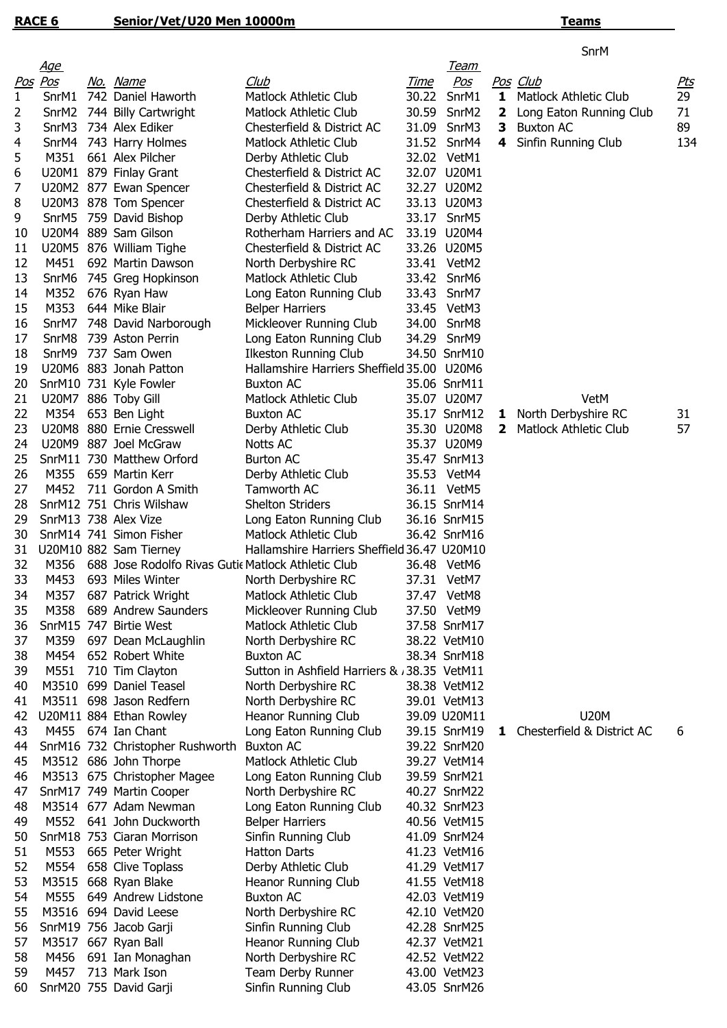**RACE 6** **Senior/Vet/U20 Men 10000m** **Teams**

| Pos | Age Pos | No. | Name | Club | Time | Team Pos |
|---|---|---|---|---|---|---|
| 1 | SnrM1 | 742 | Daniel Haworth | Matlock Athletic Club | 30.22 | SnrM1 |
| 2 | SnrM2 | 744 | Billy Cartwright | Matlock Athletic Club | 30.59 | SnrM2 |
| 3 | SnrM3 | 734 | Alex Ediker | Chesterfield & District AC | 31.09 | SnrM3 |
| 4 | SnrM4 | 743 | Harry Holmes | Matlock Athletic Club | 31.52 | SnrM4 |
| 5 | M351 | 661 | Alex Pilcher | Derby Athletic Club | 32.02 | VetM1 |
| 6 | U20M1 | 879 | Finlay Grant | Chesterfield & District AC | 32.07 | U20M1 |
| 7 | U20M2 | 877 | Ewan Spencer | Chesterfield & District AC | 32.27 | U20M2 |
| 8 | U20M3 | 878 | Tom Spencer | Chesterfield & District AC | 33.13 | U20M3 |
| 9 | SnrM5 | 759 | David Bishop | Derby Athletic Club | 33.17 | SnrM5 |
| 10 | U20M4 | 889 | Sam Gilson | Rotherham Harriers and AC | 33.19 | U20M4 |
| 11 | U20M5 | 876 | William Tighe | Chesterfield & District AC | 33.26 | U20M5 |
| 12 | M451 | 692 | Martin Dawson | North Derbyshire RC | 33.41 | VetM2 |
| 13 | SnrM6 | 745 | Greg Hopkinson | Matlock Athletic Club | 33.42 | SnrM6 |
| 14 | M352 | 676 | Ryan Haw | Long Eaton Running Club | 33.43 | SnrM7 |
| 15 | M353 | 644 | Mike Blair | Belper Harriers | 33.45 | VetM3 |
| 16 | SnrM7 | 748 | David Narborough | Mickleover Running Club | 34.00 | SnrM8 |
| 17 | SnrM8 | 739 | Aston Perrin | Long Eaton Running Club | 34.29 | SnrM9 |
| 18 | SnrM9 | 737 | Sam Owen | Ilkeston Running Club | 34.50 | SnrM10 |
| 19 | U20M6 | 883 | Jonah Patton | Hallamshire Harriers Sheffield | 35.00 | U20M6 |
| 20 | SnrM10 | 731 | Kyle Fowler | Buxton AC | 35.06 | SnrM11 |
| 21 | U20M7 | 886 | Toby Gill | Matlock Athletic Club | 35.07 | U20M7 |
| 22 | M354 | 653 | Ben Light | Buxton AC | 35.17 | SnrM12 |
| 23 | U20M8 | 880 | Ernie Cresswell | Derby Athletic Club | 35.30 | U20M8 |
| 24 | U20M9 | 887 | Joel McGraw | Notts AC | 35.37 | U20M9 |
| 25 | SnrM11 | 730 | Matthew Orford | Burton AC | 35.47 | SnrM13 |
| 26 | M355 | 659 | Martin Kerr | Derby Athletic Club | 35.53 | VetM4 |
| 27 | M452 | 711 | Gordon A Smith | Tamworth AC | 36.11 | VetM5 |
| 28 | SnrM12 | 751 | Chris Wilshaw | Shelton Striders | 36.15 | SnrM14 |
| 29 | SnrM13 | 738 | Alex Vize | Long Eaton Running Club | 36.16 | SnrM15 |
| 30 | SnrM14 | 741 | Simon Fisher | Matlock Athletic Club | 36.42 | SnrM16 |
| 31 | U20M10 | 882 | Sam Tierney | Hallamshire Harriers Sheffield | 36.47 | U20M10 |
| 32 | M356 | 688 | Jose Rodolfo Rivas Gutie | Matlock Athletic Club | 36.48 | VetM6 |
| 33 | M453 | 693 | Miles Winter | North Derbyshire RC | 37.31 | VetM7 |
| 34 | M357 | 687 | Patrick Wright | Matlock Athletic Club | 37.47 | VetM8 |
| 35 | M358 | 689 | Andrew Saunders | Mickleover Running Club | 37.50 | VetM9 |
| 36 | SnrM15 | 747 | Birtie West | Matlock Athletic Club | 37.58 | SnrM17 |
| 37 | M359 | 697 | Dean McLaughlin | North Derbyshire RC | 38.22 | VetM10 |
| 38 | M454 | 652 | Robert White | Buxton AC | 38.34 | SnrM18 |
| 39 | M551 | 710 | Tim Clayton | Sutton in Ashfield Harriers & | 38.35 | VetM11 |
| 40 | M3510 | 699 | Daniel Teasel | North Derbyshire RC | 38.38 | VetM12 |
| 41 | M3511 | 698 | Jason Redfern | North Derbyshire RC | 39.01 | VetM13 |
| 42 | U20M11 | 884 | Ethan Rowley | Heanor Running Club | 39.09 | U20M11 |
| 43 | M455 | 674 | Ian Chant | Long Eaton Running Club | 39.15 | SnrM19 |
| 44 | SnrM16 | 732 | Christopher Rushworth | Buxton AC | 39.22 | SnrM20 |
| 45 | M3512 | 686 | John Thorpe | Matlock Athletic Club | 39.27 | VetM14 |
| 46 | M3513 | 675 | Christopher Magee | Long Eaton Running Club | 39.59 | SnrM21 |
| 47 | SnrM17 | 749 | Martin Cooper | North Derbyshire RC | 40.27 | SnrM22 |
| 48 | M3514 | 677 | Adam Newman | Long Eaton Running Club | 40.32 | SnrM23 |
| 49 | M552 | 641 | John Duckworth | Belper Harriers | 40.56 | VetM15 |
| 50 | SnrM18 | 753 | Ciaran Morrison | Sinfin Running Club | 41.09 | SnrM24 |
| 51 | M553 | 665 | Peter Wright | Hatton Darts | 41.23 | VetM16 |
| 52 | M554 | 658 | Clive Toplass | Derby Athletic Club | 41.29 | VetM17 |
| 53 | M3515 | 668 | Ryan Blake | Heanor Running Club | 41.55 | VetM18 |
| 54 | M555 | 649 | Andrew Lidstone | Buxton AC | 42.03 | VetM19 |
| 55 | M3516 | 694 | David Leese | North Derbyshire RC | 42.10 | VetM20 |
| 56 | SnrM19 | 756 | Jacob Garji | Sinfin Running Club | 42.28 | SnrM25 |
| 57 | M3517 | 667 | Ryan Ball | Heanor Running Club | 42.37 | VetM21 |
| 58 | M456 | 691 | Ian Monaghan | North Derbyshire RC | 42.52 | VetM22 |
| 59 | M457 | 713 | Mark Ison | Team Derby Runner | 43.00 | VetM23 |
| 60 | SnrM20 | 755 | David Garji | Sinfin Running Club | 43.05 | SnrM26 |

**SnrM**

| Pos | Club | Pts |
|---|---|---|
| 1 | Matlock Athletic Club | 29 |
| 2 | Long Eaton Running Club | 71 |
| 3 | Buxton AC | 89 |
| 4 | Sinfin Running Club | 134 |

**VetM**

| Pos | Club | Pts |
|---|---|---|
| 1 | North Derbyshire RC | 31 |
| 2 | Matlock Athletic Club | 57 |

**U20M**

| Pos | Club | Pts |
|---|---|---|
| 1 | Chesterfield & District AC | 6 |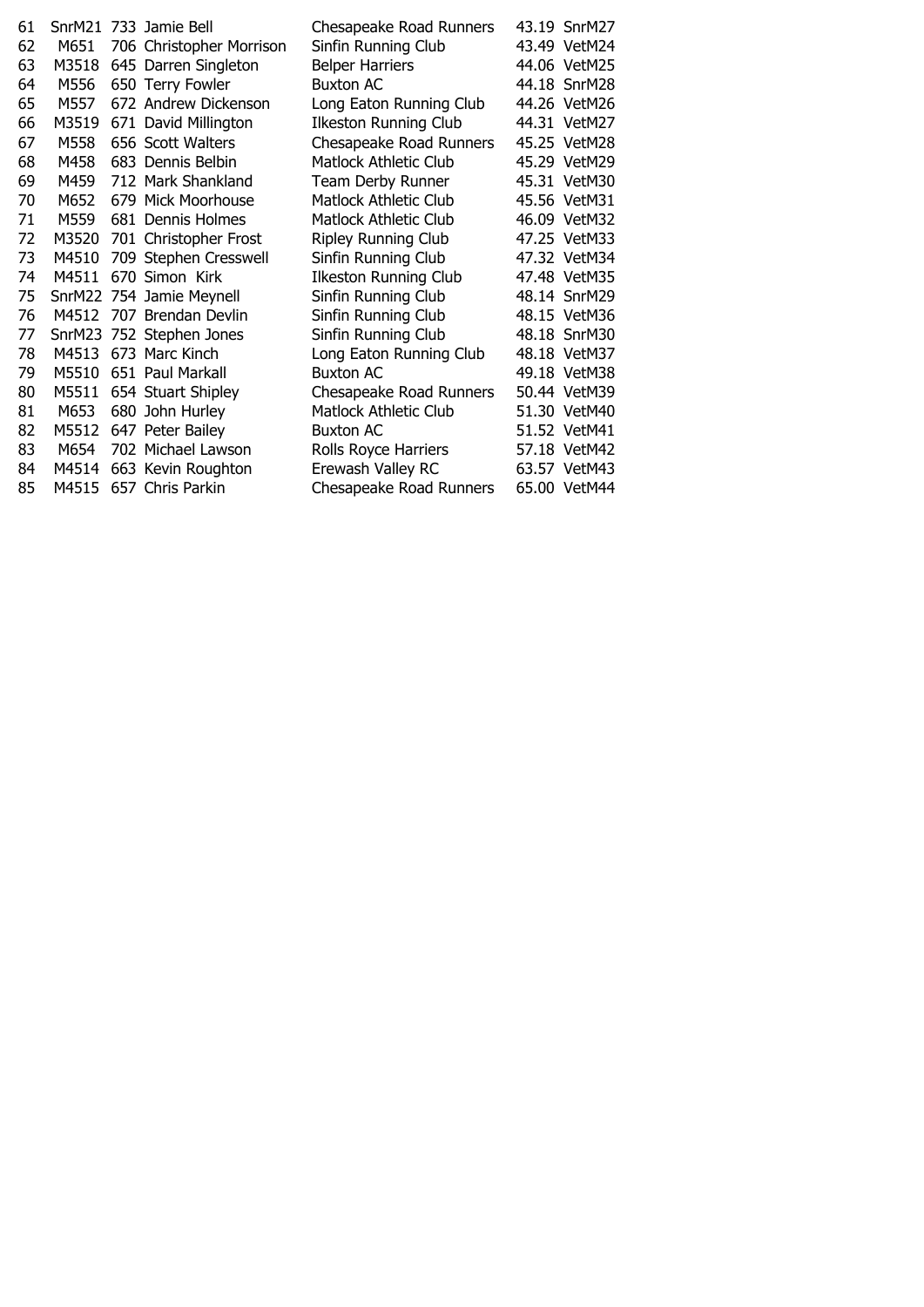| | | | | | | |
|---|---|---|---|---|---|---|
| 61 | SnrM21 | 733 | Jamie Bell | Chesapeake Road Runners | 43.19 | SnrM27 |
| 62 | M651 | 706 | Christopher Morrison | Sinfin Running Club | 43.49 | VetM24 |
| 63 | M3518 | 645 | Darren Singleton | Belper Harriers | 44.06 | VetM25 |
| 64 | M556 | 650 | Terry Fowler | Buxton AC | 44.18 | SnrM28 |
| 65 | M557 | 672 | Andrew Dickenson | Long Eaton Running Club | 44.26 | VetM26 |
| 66 | M3519 | 671 | David Millington | Ilkeston Running Club | 44.31 | VetM27 |
| 67 | M558 | 656 | Scott Walters | Chesapeake Road Runners | 45.25 | VetM28 |
| 68 | M458 | 683 | Dennis Belbin | Matlock Athletic Club | 45.29 | VetM29 |
| 69 | M459 | 712 | Mark Shankland | Team Derby Runner | 45.31 | VetM30 |
| 70 | M652 | 679 | Mick Moorhouse | Matlock Athletic Club | 45.56 | VetM31 |
| 71 | M559 | 681 | Dennis Holmes | Matlock Athletic Club | 46.09 | VetM32 |
| 72 | M3520 | 701 | Christopher Frost | Ripley Running Club | 47.25 | VetM33 |
| 73 | M4510 | 709 | Stephen Cresswell | Sinfin Running Club | 47.32 | VetM34 |
| 74 | M4511 | 670 | Simon Kirk | Ilkeston Running Club | 47.48 | VetM35 |
| 75 | SnrM22 | 754 | Jamie Meynell | Sinfin Running Club | 48.14 | SnrM29 |
| 76 | M4512 | 707 | Brendan Devlin | Sinfin Running Club | 48.15 | VetM36 |
| 77 | SnrM23 | 752 | Stephen Jones | Sinfin Running Club | 48.18 | SnrM30 |
| 78 | M4513 | 673 | Marc Kinch | Long Eaton Running Club | 48.18 | VetM37 |
| 79 | M5510 | 651 | Paul Markall | Buxton AC | 49.18 | VetM38 |
| 80 | M5511 | 654 | Stuart Shipley | Chesapeake Road Runners | 50.44 | VetM39 |
| 81 | M653 | 680 | John Hurley | Matlock Athletic Club | 51.30 | VetM40 |
| 82 | M5512 | 647 | Peter Bailey | Buxton AC | 51.52 | VetM41 |
| 83 | M654 | 702 | Michael Lawson | Rolls Royce Harriers | 57.18 | VetM42 |
| 84 | M4514 | 663 | Kevin Roughton | Erewash Valley RC | 63.57 | VetM43 |
| 85 | M4515 | 657 | Chris Parkin | Chesapeake Road Runners | 65.00 | VetM44 |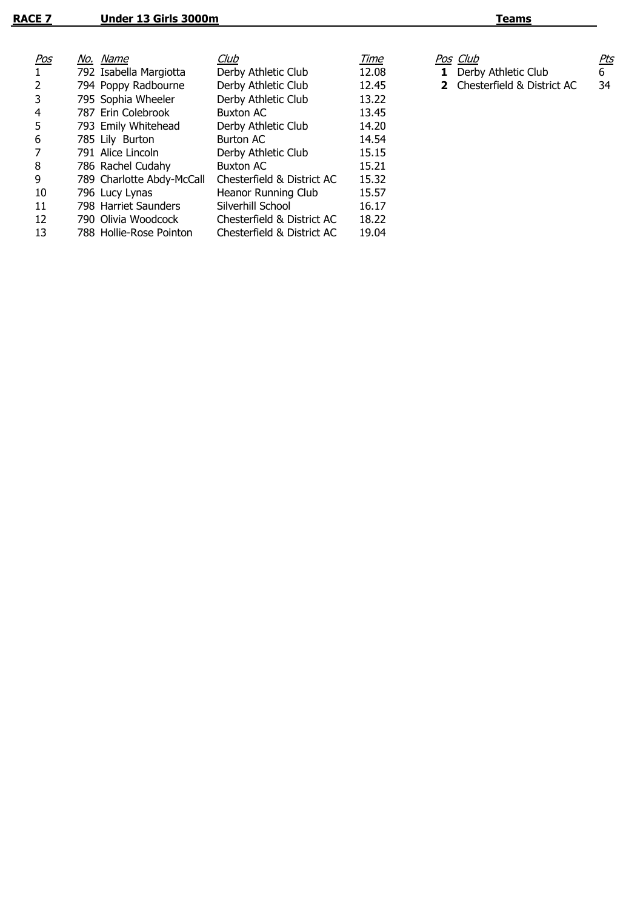**RACE 7** **Under 13 Girls 3000m**

| Pos | No. | Name | Club | Time |
|---|---|---|---|---|
| 1 | 792 | Isabella Margiotta | Derby Athletic Club | 12.08 |
| 2 | 794 | Poppy Radbourne | Derby Athletic Club | 12.45 |
| 3 | 795 | Sophia Wheeler | Derby Athletic Club | 13.22 |
| 4 | 787 | Erin Colebrook | Buxton AC | 13.45 |
| 5 | 793 | Emily Whitehead | Derby Athletic Club | 14.20 |
| 6 | 785 | Lily Burton | Burton AC | 14.54 |
| 7 | 791 | Alice Lincoln | Derby Athletic Club | 15.15 |
| 8 | 786 | Rachel Cudahy | Buxton AC | 15.21 |
| 9 | 789 | Charlotte Abdy-McCall | Chesterfield & District AC | 15.32 |
| 10 | 796 | Lucy Lynas | Heanor Running Club | 15.57 |
| 11 | 798 | Harriet Saunders | Silverhill School | 16.17 |
| 12 | 790 | Olivia Woodcock | Chesterfield & District AC | 18.22 |
| 13 | 788 | Hollie-Rose Pointon | Chesterfield & District AC | 19.04 |

**Teams**

| Pos | Club | Pts |
|---|---|---|
| **1** | Derby Athletic Club | 6 |
| **2** | Chesterfield & District AC | 34 |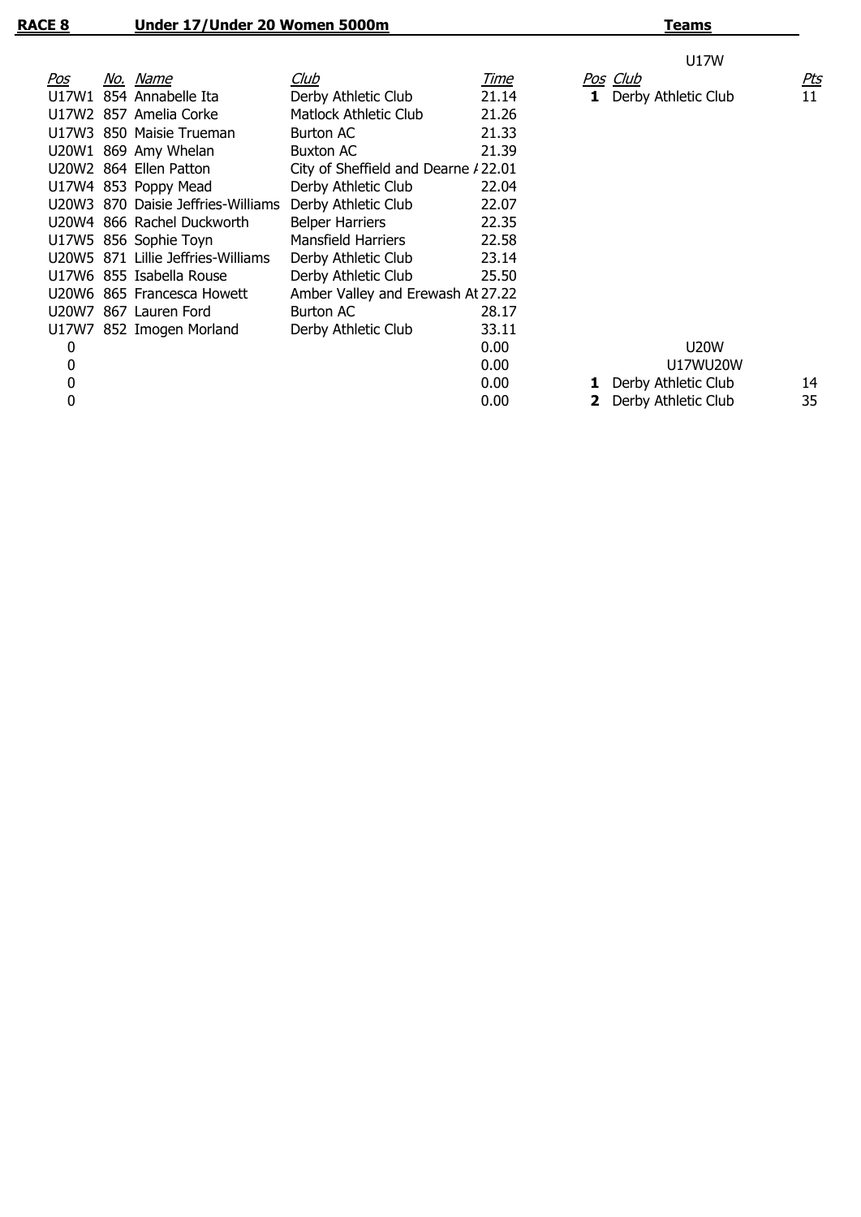**RACE 8** **Under 17/Under 20 Women 5000m**

| Pos | No. | Name | Club | Time |
|---|---|---|---|---|
| U17W1 | 854 | Annabelle Ita | Derby Athletic Club | 21.14 |
| U17W2 | 857 | Amelia Corke | Matlock Athletic Club | 21.26 |
| U17W3 | 850 | Maisie Trueman | Burton AC | 21.33 |
| U20W1 | 869 | Amy Whelan | Buxton AC | 21.39 |
| U20W2 | 864 | Ellen Patton | City of Sheffield and Dearne A | 22.01 |
| U17W4 | 853 | Poppy Mead | Derby Athletic Club | 22.04 |
| U20W3 | 870 | Daisie Jeffries-Williams | Derby Athletic Club | 22.07 |
| U20W4 | 866 | Rachel Duckworth | Belper Harriers | 22.35 |
| U17W5 | 856 | Sophie Toyn | Mansfield Harriers | 22.58 |
| U20W5 | 871 | Lillie Jeffries-Williams | Derby Athletic Club | 23.14 |
| U17W6 | 855 | Isabella Rouse | Derby Athletic Club | 25.50 |
| U20W6 | 865 | Francesca Howett | Amber Valley and Erewash At | 27.22 |
| U20W7 | 867 | Lauren Ford | Burton AC | 28.17 |
| U17W7 | 852 | Imogen Morland | Derby Athletic Club | 33.11 |
| 0 | | | | 0.00 |
| 0 | | | | 0.00 |
| 0 | | | | 0.00 |
| 0 | | | | 0.00 |

**Teams**

U17W

| Pos | Club | Pts |
|---|---|---|
| **1** | Derby Athletic Club | 11 |

U20W

U17WU20W

| Pos | Club | Pts |
|---|---|---|
| **1** | Derby Athletic Club | 14 |
| **2** | Derby Athletic Club | 35 |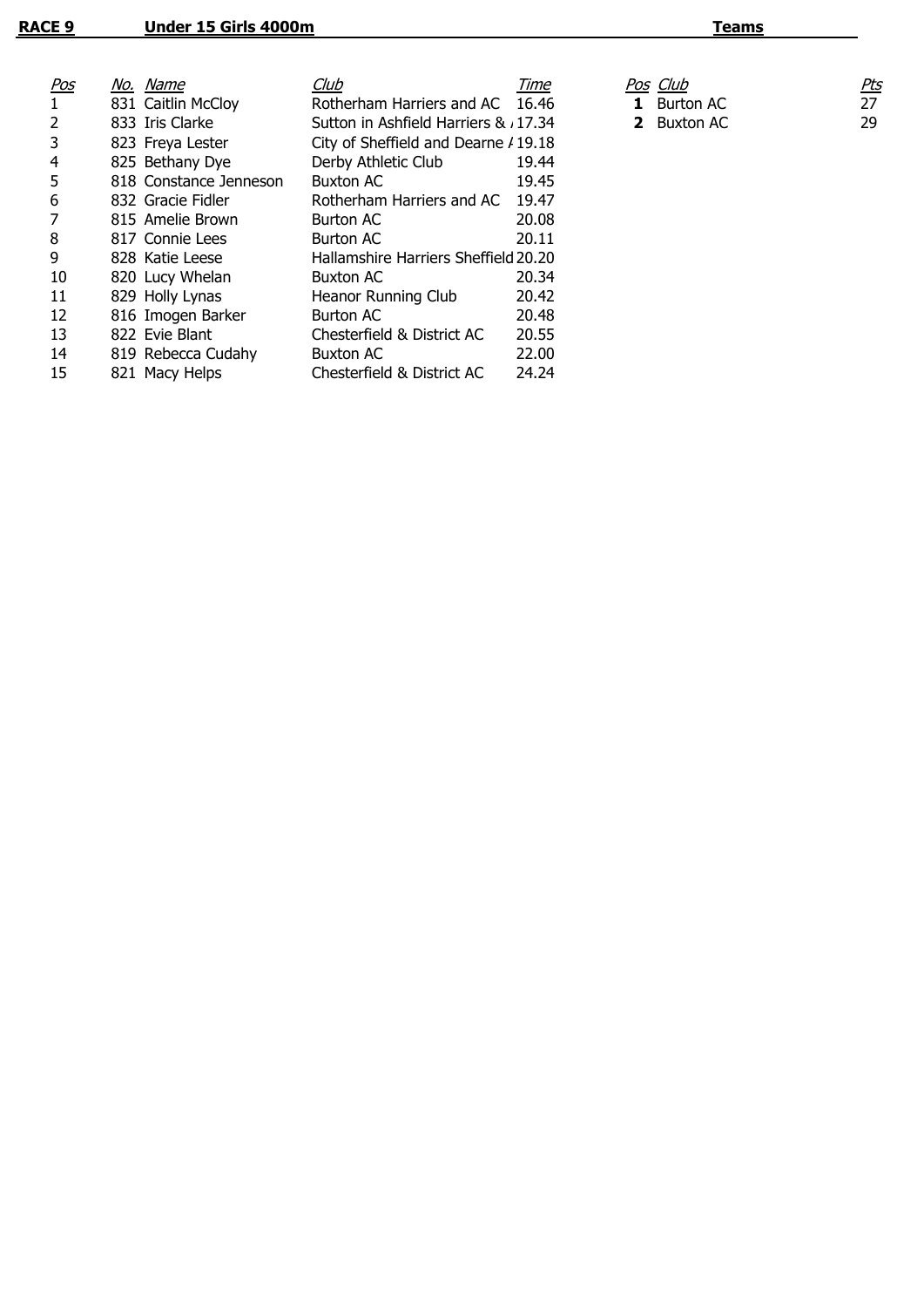**RACE 9** **Under 15 Girls 4000m**

| Pos | No. | Name | Club | Time |
|---|---|---|---|---|
| 1 | 831 | Caitlin McCloy | Rotherham Harriers and AC | 16.46 |
| 2 | 833 | Iris Clarke | Sutton in Ashfield Harriers & / | 17.34 |
| 3 | 823 | Freya Lester | City of Sheffield and Dearne / | 19.18 |
| 4 | 825 | Bethany Dye | Derby Athletic Club | 19.44 |
| 5 | 818 | Constance Jenneson | Buxton AC | 19.45 |
| 6 | 832 | Gracie Fidler | Rotherham Harriers and AC | 19.47 |
| 7 | 815 | Amelie Brown | Burton AC | 20.08 |
| 8 | 817 | Connie Lees | Burton AC | 20.11 |
| 9 | 828 | Katie Leese | Hallamshire Harriers Sheffield | 20.20 |
| 10 | 820 | Lucy Whelan | Buxton AC | 20.34 |
| 11 | 829 | Holly Lynas | Heanor Running Club | 20.42 |
| 12 | 816 | Imogen Barker | Burton AC | 20.48 |
| 13 | 822 | Evie Blant | Chesterfield & District AC | 20.55 |
| 14 | 819 | Rebecca Cudahy | Buxton AC | 22.00 |
| 15 | 821 | Macy Helps | Chesterfield & District AC | 24.24 |

**Teams**

| Pos | Club | Pts |
|---|---|---|
| **1** | Burton AC | 27 |
| **2** | Buxton AC | 29 |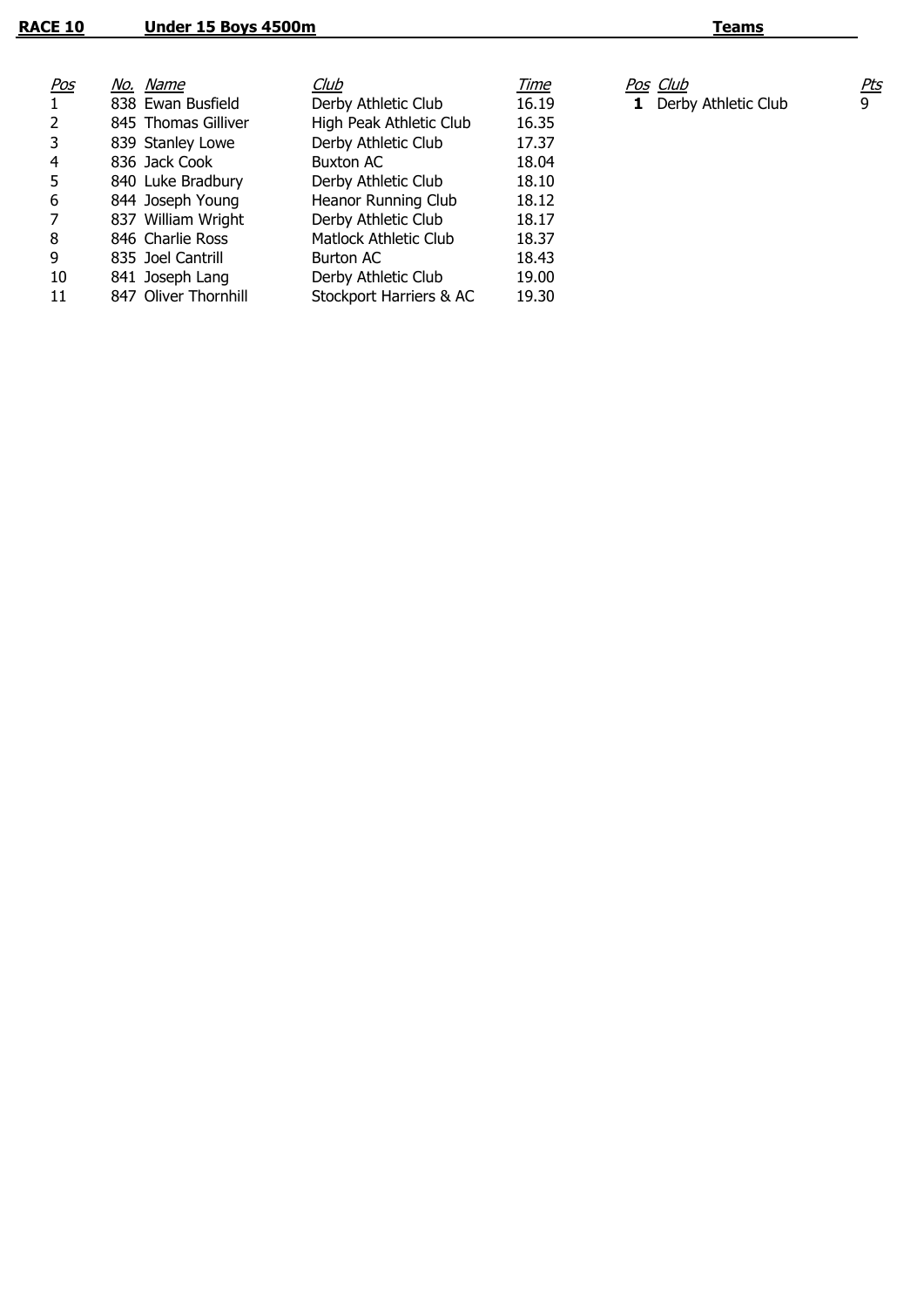**RACE 10** **Under 15 Boys 4500m**

| Pos | No. | Name | Club | Time |
|---|---|---|---|---|
| 1 | 838 | Ewan Busfield | Derby Athletic Club | 16.19 |
| 2 | 845 | Thomas Gilliver | High Peak Athletic Club | 16.35 |
| 3 | 839 | Stanley Lowe | Derby Athletic Club | 17.37 |
| 4 | 836 | Jack Cook | Buxton AC | 18.04 |
| 5 | 840 | Luke Bradbury | Derby Athletic Club | 18.10 |
| 6 | 844 | Joseph Young | Heanor Running Club | 18.12 |
| 7 | 837 | William Wright | Derby Athletic Club | 18.17 |
| 8 | 846 | Charlie Ross | Matlock Athletic Club | 18.37 |
| 9 | 835 | Joel Cantrill | Burton AC | 18.43 |
| 10 | 841 | Joseph Lang | Derby Athletic Club | 19.00 |
| 11 | 847 | Oliver Thornhill | Stockport Harriers & AC | 19.30 |

**Teams**

| Pos | Club | Pts |
|---|---|---|
| **1** | Derby Athletic Club | 9 |